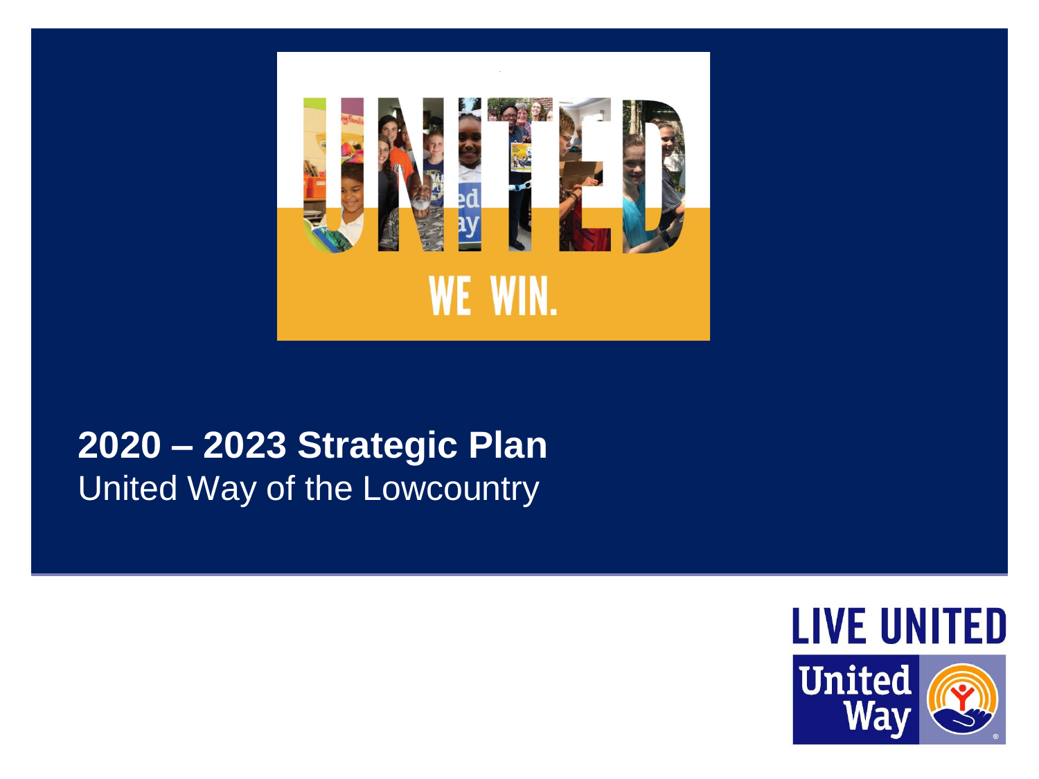UNITED

WE WIN.

# 2020 – 2023 Strategic Plan

United Way of the Lowcountry

LIVE UNITED

United Way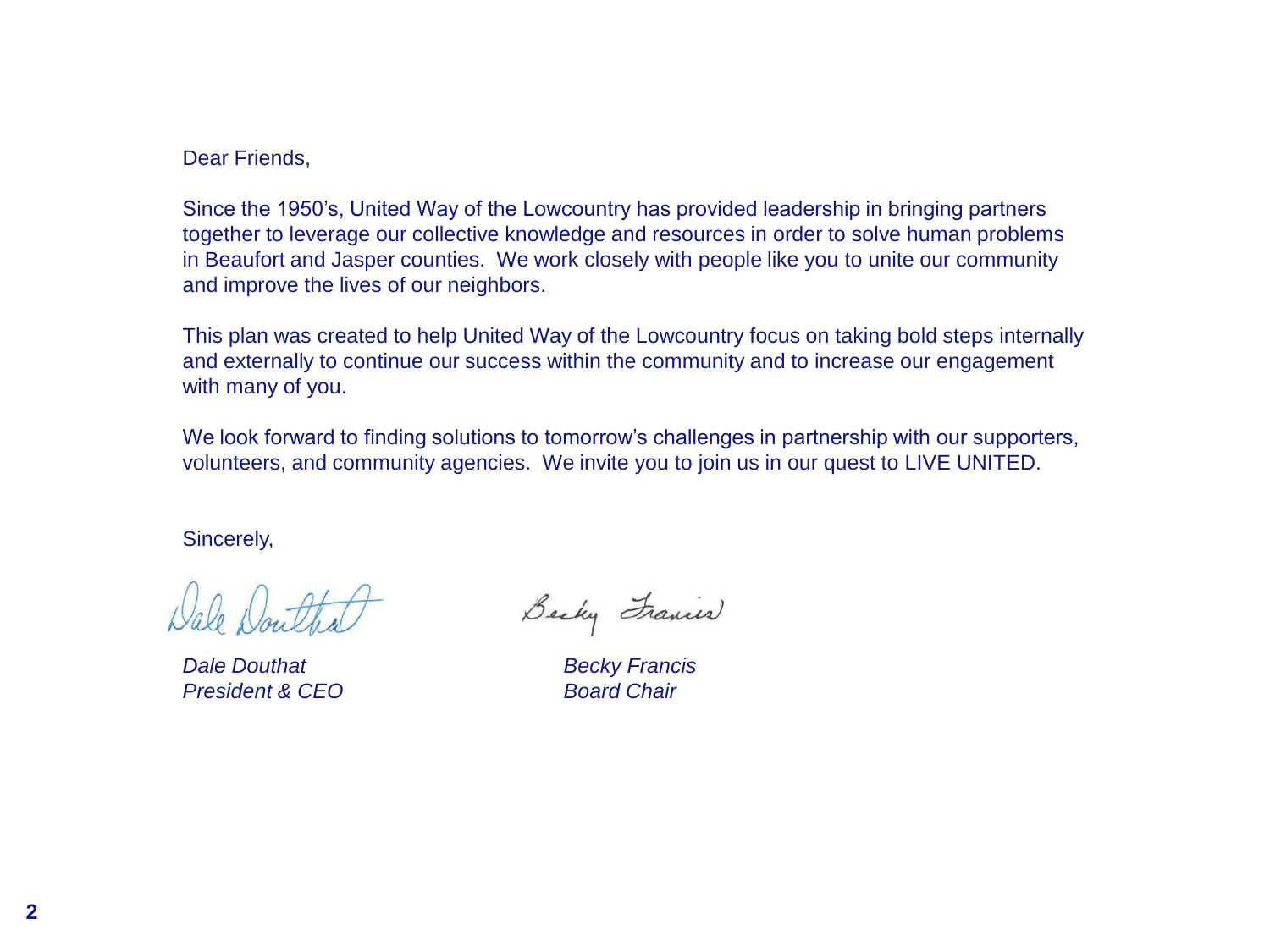Dear Friends,

Since the 1950's, United Way of the Lowcountry has provided leadership in bringing partners together to leverage our collective knowledge and resources in order to solve human problems in Beaufort and Jasper counties. We work closely with people like you to unite our community and improve the lives of our neighbors.

This plan was created to help United Way of the Lowcountry focus on taking bold steps internally and externally to continue our success within the community and to increase our engagement with many of you.

We look forward to finding solutions to tomorrow's challenges in partnership with our supporters, volunteers, and community agencies. We invite you to join us in our quest to LIVE UNITED.

Sincerely,

*Dale Douthat*
*President & CEO*

*Becky Francis*
*Board Chair*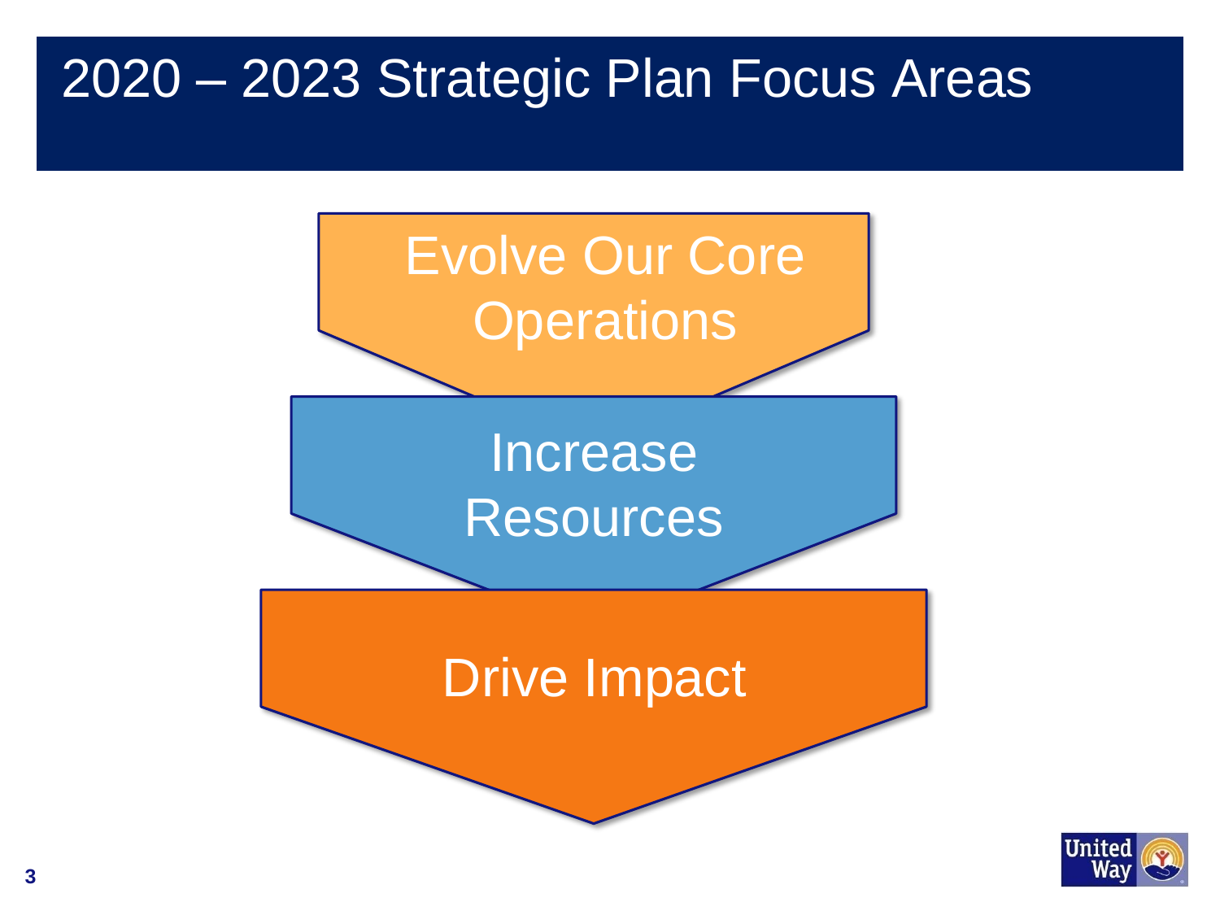# 2020 – 2023 Strategic Plan Focus Areas

- Evolve Our Core Operations
- Increase Resources
- Drive Impact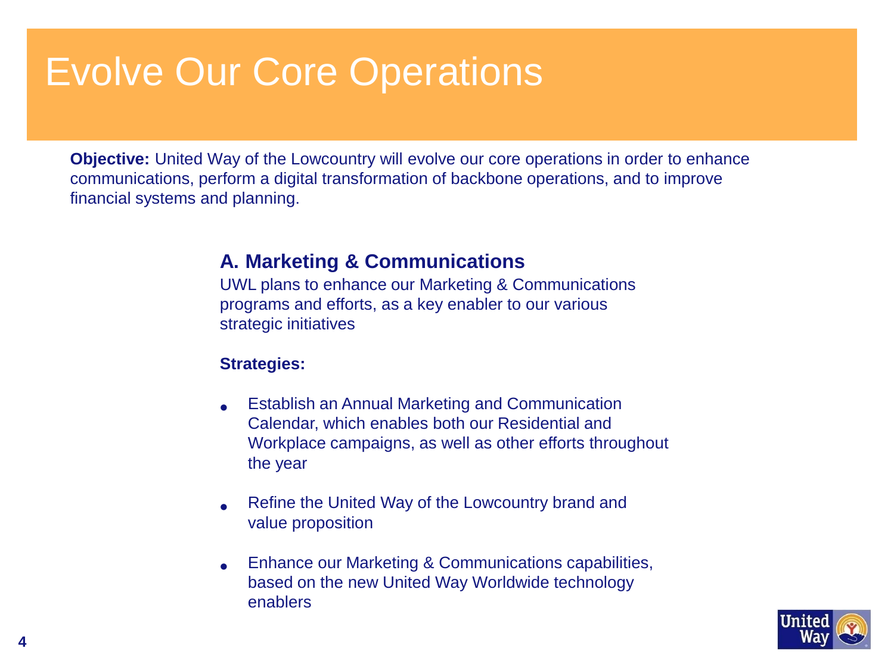# Evolve Our Core Operations

**Objective:** United Way of the Lowcountry will evolve our core operations in order to enhance communications, perform a digital transformation of backbone operations, and to improve financial systems and planning.

## A. Marketing & Communications

UWL plans to enhance our Marketing & Communications programs and efforts, as a key enabler to our various strategic initiatives

**Strategies:**

- Establish an Annual Marketing and Communication Calendar, which enables both our Residential and Workplace campaigns, as well as other efforts throughout the year
- Refine the United Way of the Lowcountry brand and value proposition
- Enhance our Marketing & Communications capabilities, based on the new United Way Worldwide technology enablers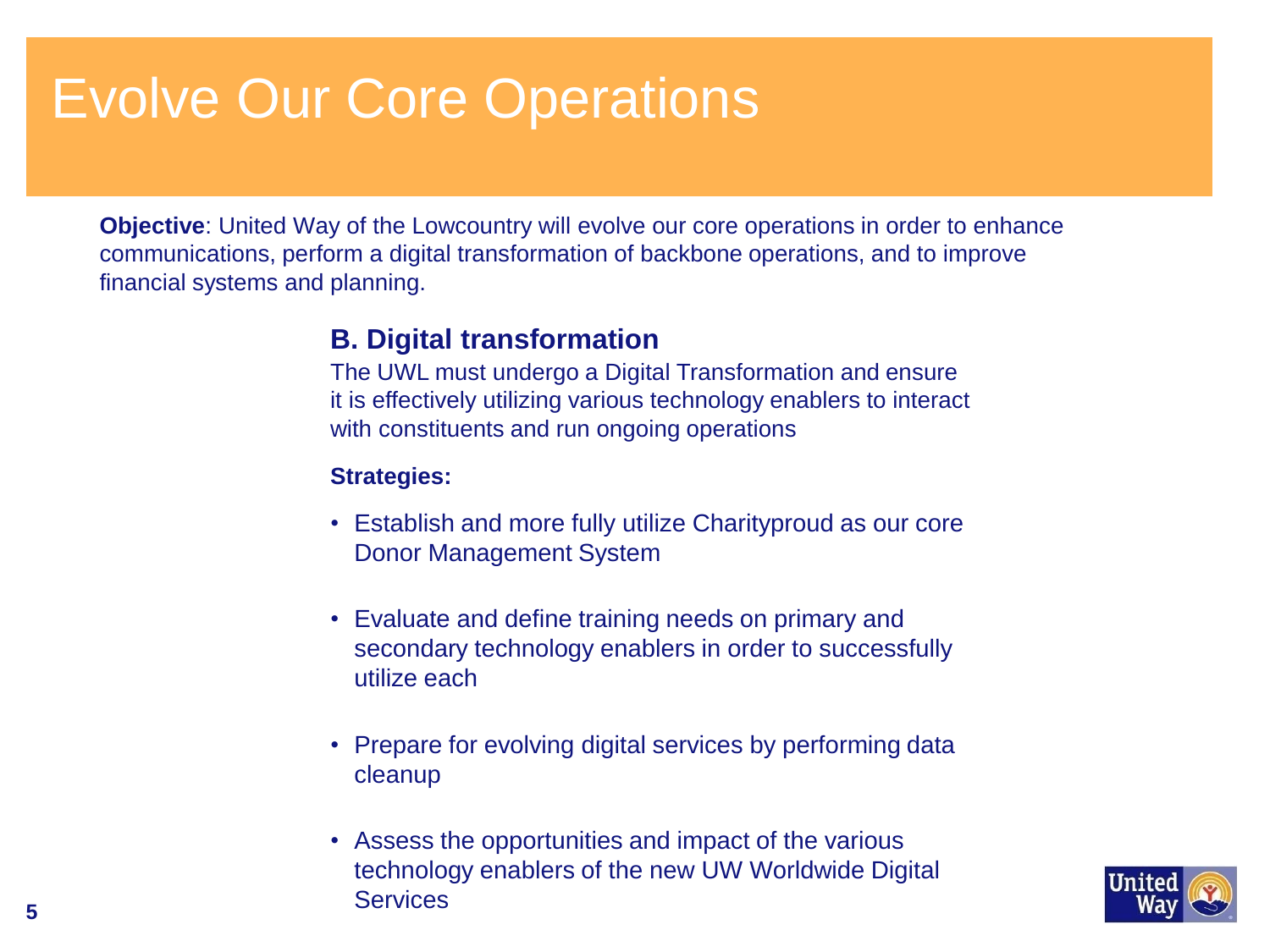# Evolve Our Core Operations

**Objective**: United Way of the Lowcountry will evolve our core operations in order to enhance communications, perform a digital transformation of backbone operations, and to improve financial systems and planning.

## B. Digital transformation

The UWL must undergo a Digital Transformation and ensure it is effectively utilizing various technology enablers to interact with constituents and run ongoing operations

**Strategies:**

- Establish and more fully utilize Charityproud as our core Donor Management System
- Evaluate and define training needs on primary and secondary technology enablers in order to successfully utilize each
- Prepare for evolving digital services by performing data cleanup
- Assess the opportunities and impact of the various technology enablers of the new UW Worldwide Digital Services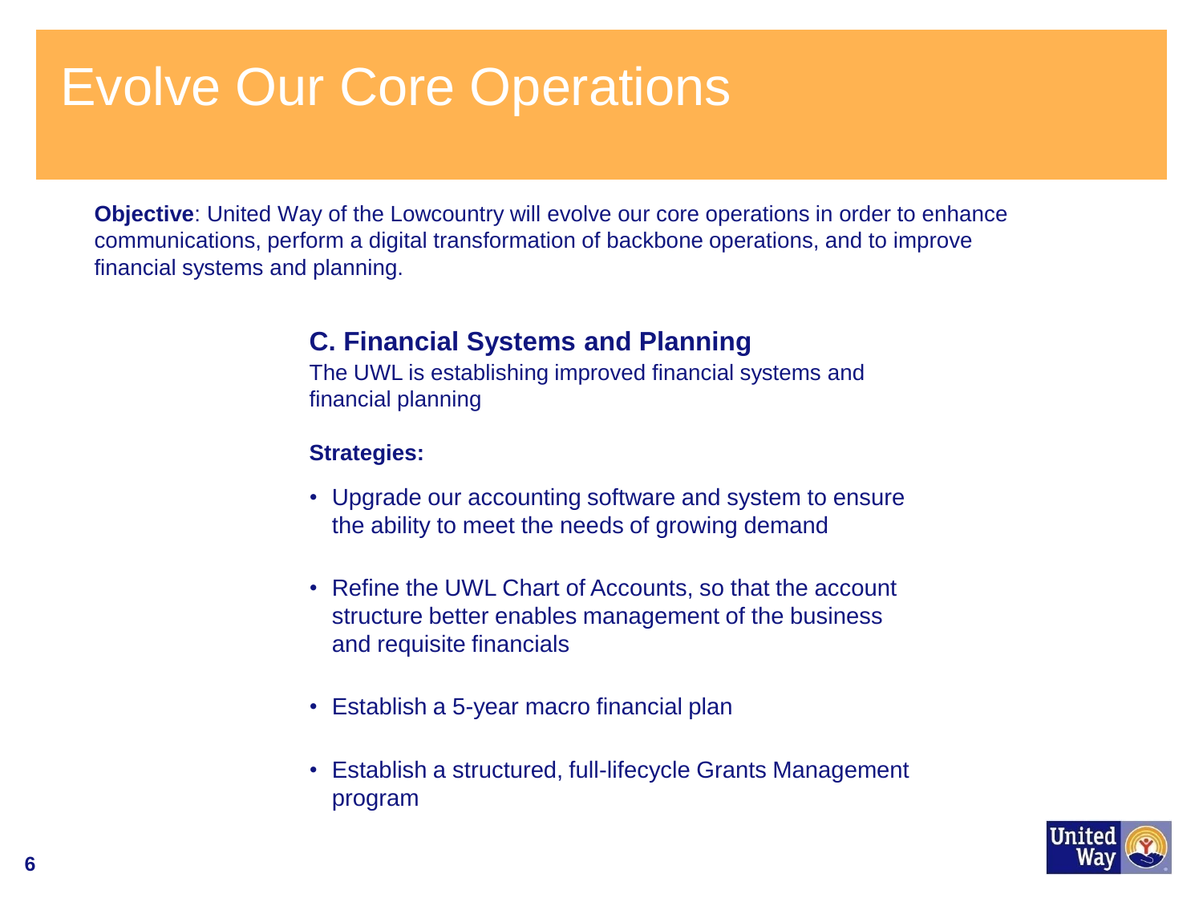# Evolve Our Core Operations

**Objective**: United Way of the Lowcountry will evolve our core operations in order to enhance communications, perform a digital transformation of backbone operations, and to improve financial systems and planning.

## C. Financial Systems and Planning

The UWL is establishing improved financial systems and financial planning

**Strategies:**

- Upgrade our accounting software and system to ensure the ability to meet the needs of growing demand
- Refine the UWL Chart of Accounts, so that the account structure better enables management of the business and requisite financials
- Establish a 5-year macro financial plan
- Establish a structured, full-lifecycle Grants Management program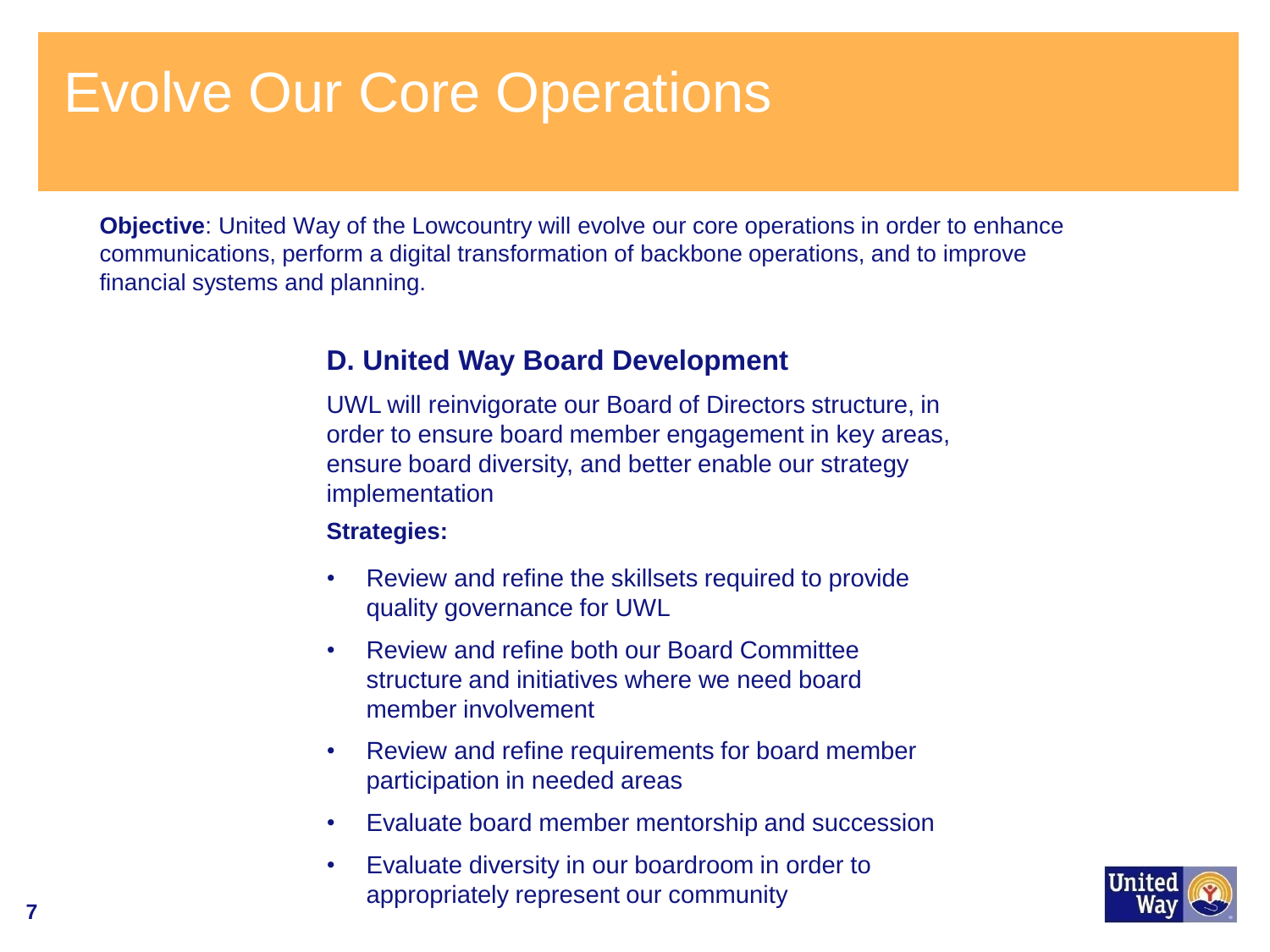# Evolve Our Core Operations

**Objective**: United Way of the Lowcountry will evolve our core operations in order to enhance communications, perform a digital transformation of backbone operations, and to improve financial systems and planning.

## D. United Way Board Development

UWL will reinvigorate our Board of Directors structure, in order to ensure board member engagement in key areas, ensure board diversity, and better enable our strategy implementation

**Strategies:**

- Review and refine the skillsets required to provide quality governance for UWL
- Review and refine both our Board Committee structure and initiatives where we need board member involvement
- Review and refine requirements for board member participation in needed areas
- Evaluate board member mentorship and succession
- Evaluate diversity in our boardroom in order to appropriately represent our community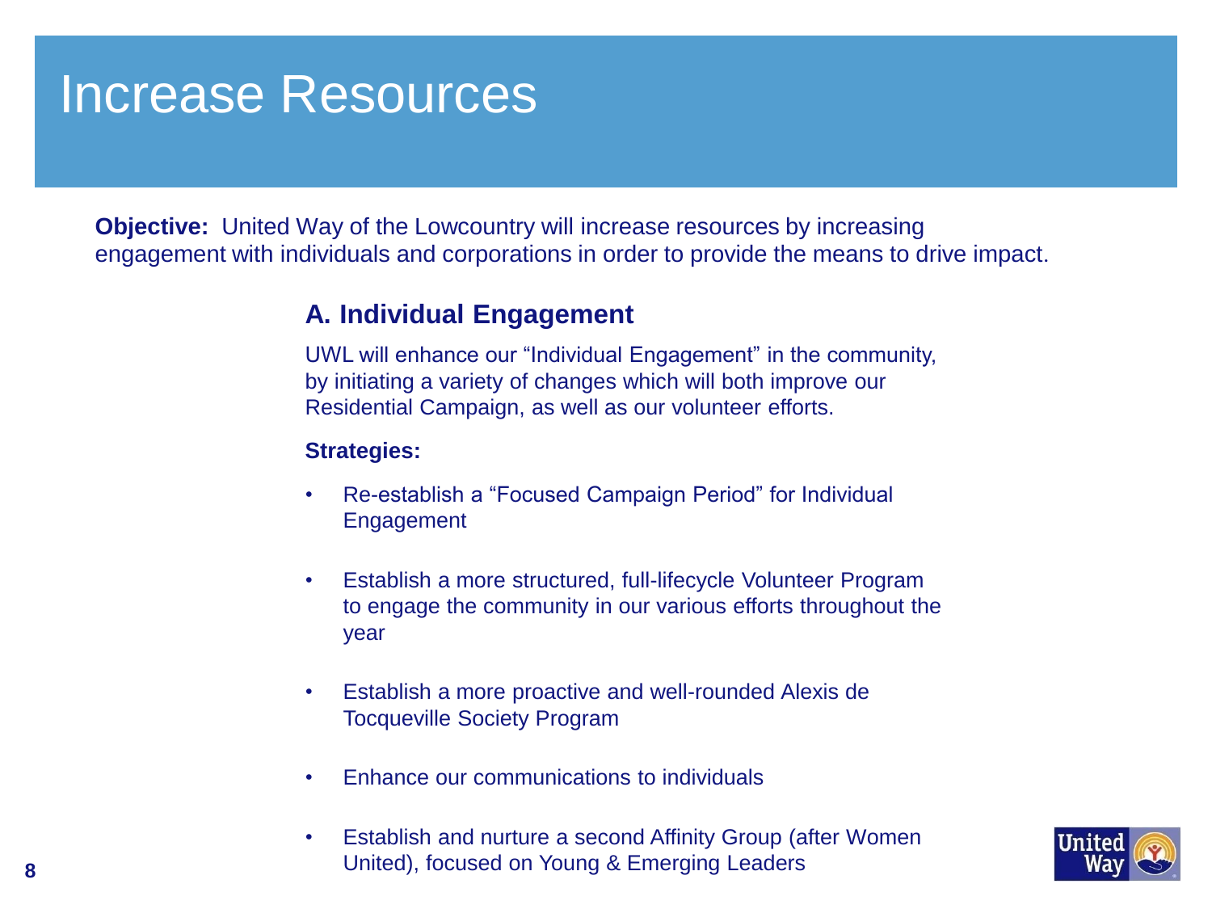# Increase Resources

**Objective:** United Way of the Lowcountry will increase resources by increasing engagement with individuals and corporations in order to provide the means to drive impact.

## A. Individual Engagement

UWL will enhance our "Individual Engagement" in the community, by initiating a variety of changes which will both improve our Residential Campaign, as well as our volunteer efforts.

**Strategies:**

- Re-establish a "Focused Campaign Period" for Individual Engagement
- Establish a more structured, full-lifecycle Volunteer Program to engage the community in our various efforts throughout the year
- Establish a more proactive and well-rounded Alexis de Tocqueville Society Program
- Enhance our communications to individuals
- Establish and nurture a second Affinity Group (after Women United), focused on Young & Emerging Leaders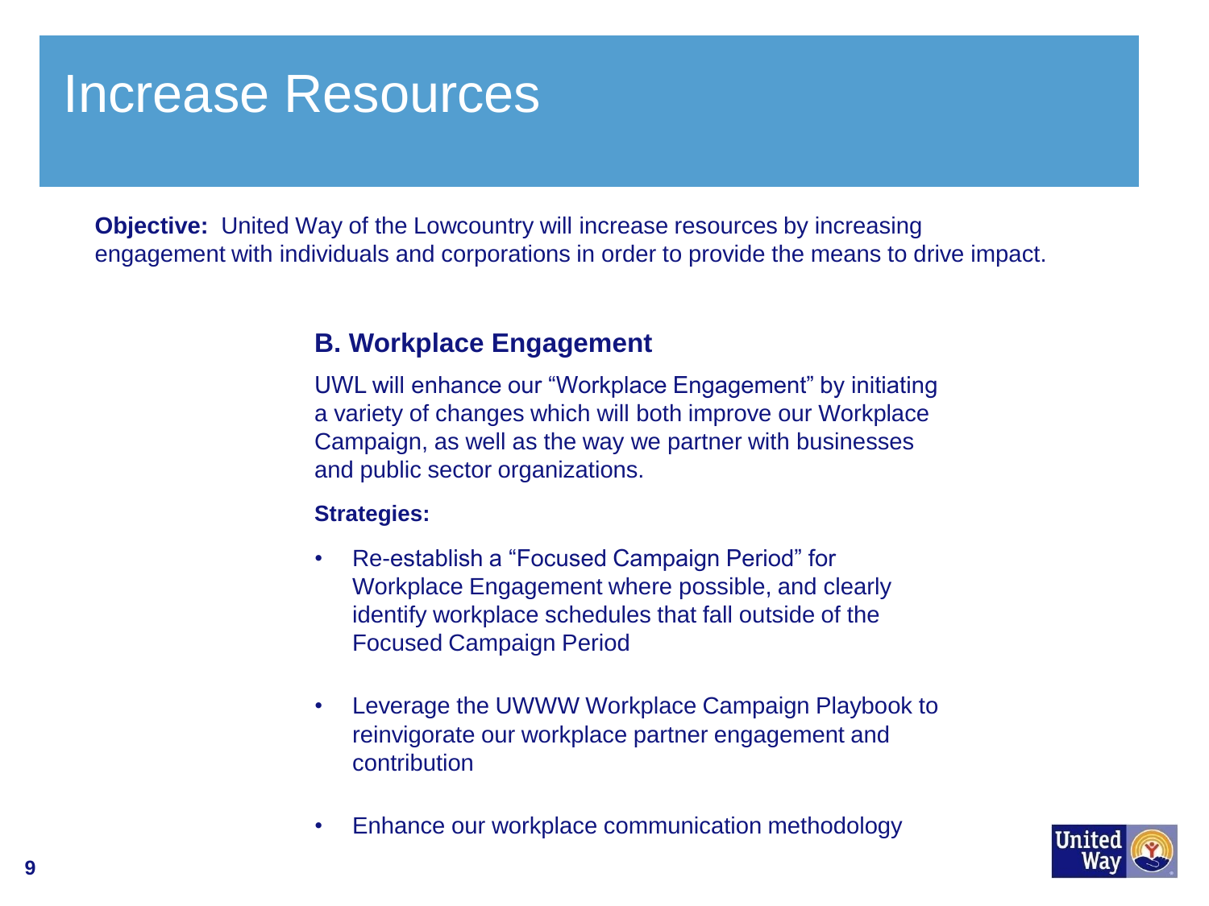# Increase Resources

**Objective:** United Way of the Lowcountry will increase resources by increasing engagement with individuals and corporations in order to provide the means to drive impact.

## B. Workplace Engagement

UWL will enhance our "Workplace Engagement" by initiating a variety of changes which will both improve our Workplace Campaign, as well as the way we partner with businesses and public sector organizations.

**Strategies:**

- Re-establish a "Focused Campaign Period" for Workplace Engagement where possible, and clearly identify workplace schedules that fall outside of the Focused Campaign Period
- Leverage the UWWW Workplace Campaign Playbook to reinvigorate our workplace partner engagement and contribution
- Enhance our workplace communication methodology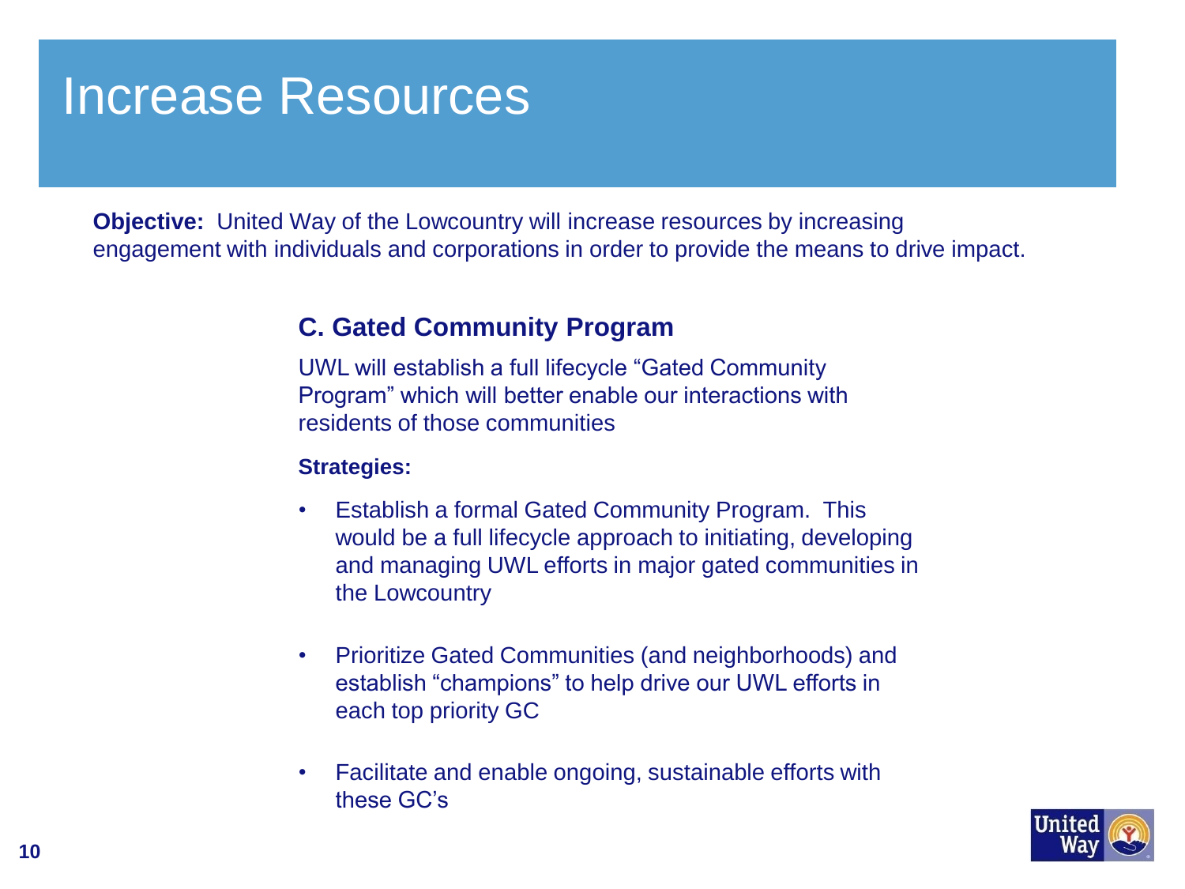# Increase Resources

**Objective:** United Way of the Lowcountry will increase resources by increasing engagement with individuals and corporations in order to provide the means to drive impact.

## C. Gated Community Program

UWL will establish a full lifecycle "Gated Community Program" which will better enable our interactions with residents of those communities

**Strategies:**

- Establish a formal Gated Community Program. This would be a full lifecycle approach to initiating, developing and managing UWL efforts in major gated communities in the Lowcountry
- Prioritize Gated Communities (and neighborhoods) and establish "champions" to help drive our UWL efforts in each top priority GC
- Facilitate and enable ongoing, sustainable efforts with these GC's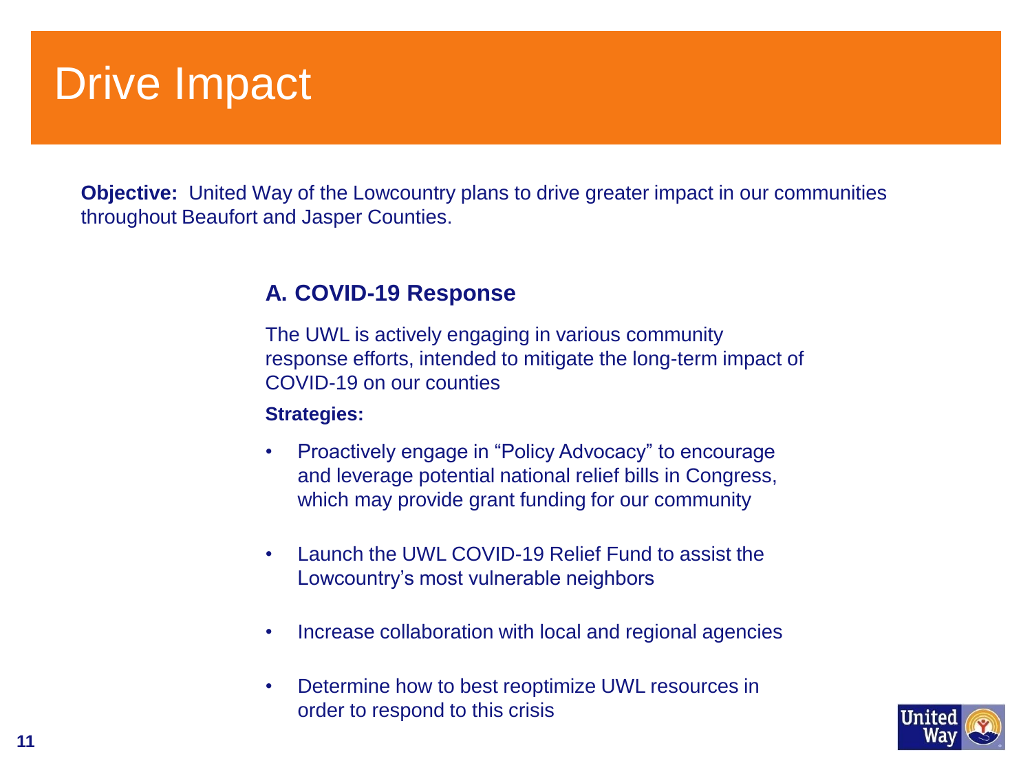# Drive Impact

**Objective:** United Way of the Lowcountry plans to drive greater impact in our communities throughout Beaufort and Jasper Counties.

## A. COVID-19 Response

The UWL is actively engaging in various community response efforts, intended to mitigate the long-term impact of COVID-19 on our counties

**Strategies:**

- Proactively engage in “Policy Advocacy” to encourage and leverage potential national relief bills in Congress, which may provide grant funding for our community
- Launch the UWL COVID-19 Relief Fund to assist the Lowcountry’s most vulnerable neighbors
- Increase collaboration with local and regional agencies
- Determine how to best reoptimize UWL resources in order to respond to this crisis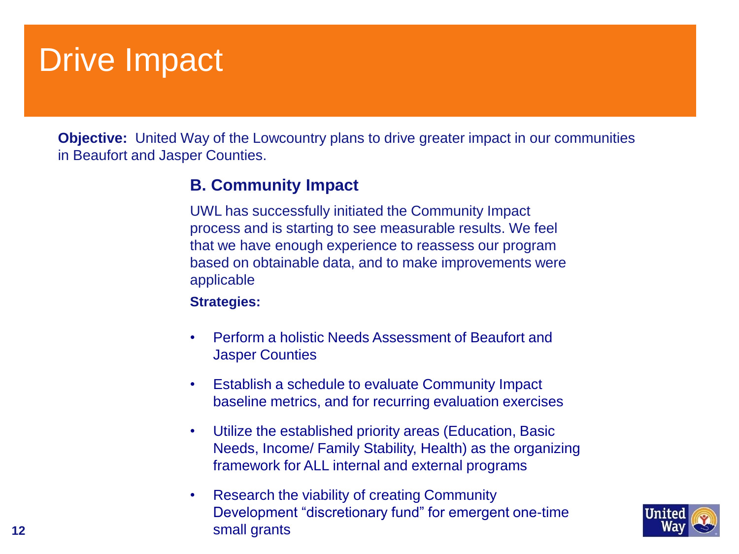# Drive Impact

**Objective:** United Way of the Lowcountry plans to drive greater impact in our communities in Beaufort and Jasper Counties.

## B. Community Impact

UWL has successfully initiated the Community Impact process and is starting to see measurable results. We feel that we have enough experience to reassess our program based on obtainable data, and to make improvements were applicable

**Strategies:**

- Perform a holistic Needs Assessment of Beaufort and Jasper Counties
- Establish a schedule to evaluate Community Impact baseline metrics, and for recurring evaluation exercises
- Utilize the established priority areas (Education, Basic Needs, Income/ Family Stability, Health) as the organizing framework for ALL internal and external programs
- Research the viability of creating Community Development "discretionary fund" for emergent one-time small grants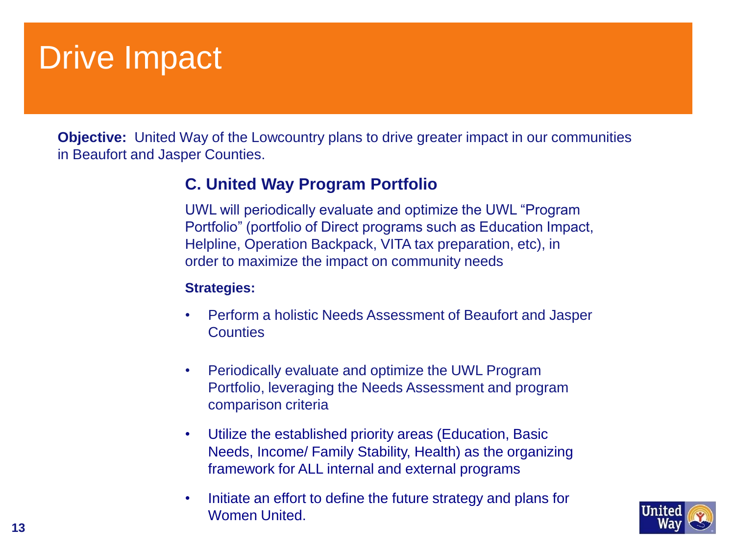# Drive Impact

**Objective:** United Way of the Lowcountry plans to drive greater impact in our communities in Beaufort and Jasper Counties.

## C. United Way Program Portfolio

UWL will periodically evaluate and optimize the UWL "Program Portfolio" (portfolio of Direct programs such as Education Impact, Helpline, Operation Backpack, VITA tax preparation, etc), in order to maximize the impact on community needs

**Strategies:**

- Perform a holistic Needs Assessment of Beaufort and Jasper Counties
- Periodically evaluate and optimize the UWL Program Portfolio, leveraging the Needs Assessment and program comparison criteria
- Utilize the established priority areas (Education, Basic Needs, Income/ Family Stability, Health) as the organizing framework for ALL internal and external programs
- Initiate an effort to define the future strategy and plans for Women United.